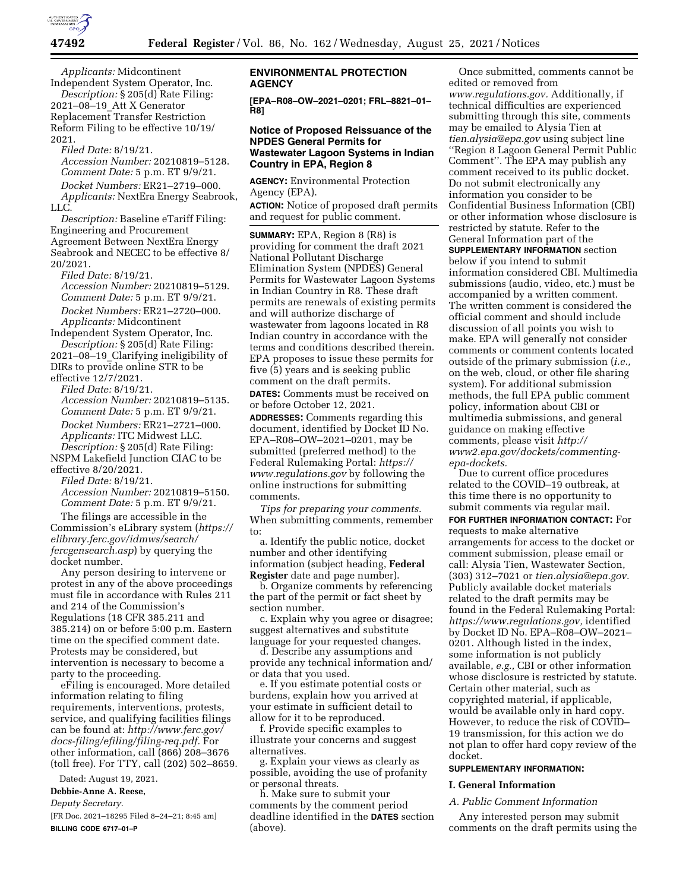*Applicants:* Midcontinent Independent System Operator, Inc.

*Description:* § 205(d) Rate Filing: 2021–08–19_Att X Generator Replacement Transfer Restriction Reform Filing to be effective 10/19/2021.

*Filed Date:* 8/19/21.

*Accession Number:* 20210819–5128.

*Comment Date:* 5 p.m. ET 9/9/21.

*Docket Numbers:* ER21–2719–000.

*Applicants:* NextEra Energy Seabrook, LLC.

*Description:* Baseline eTariff Filing: Engineering and Procurement Agreement Between NextEra Energy Seabrook and NECEC to be effective 8/20/2021.

*Filed Date:* 8/19/21.

*Accession Number:* 20210819–5129.

*Comment Date:* 5 p.m. ET 9/9/21.

*Docket Numbers:* ER21–2720–000.

*Applicants:* Midcontinent Independent System Operator, Inc.

*Description:* § 205(d) Rate Filing: 2021–08–19_Clarifying ineligibility of DIRs to provide online STR to be effective 12/7/2021.

*Filed Date:* 8/19/21.

*Accession Number:* 20210819–5135.

*Comment Date:* 5 p.m. ET 9/9/21.

*Docket Numbers:* ER21–2721–000.

*Applicants:* ITC Midwest LLC.

*Description:* § 205(d) Rate Filing: NSPM Lakefield Junction CIAC to be effective 8/20/2021.

*Filed Date:* 8/19/21.

*Accession Number:* 20210819–5150.

*Comment Date:* 5 p.m. ET 9/9/21.

The filings are accessible in the Commission's eLibrary system (*https://elibrary.ferc.gov/idmws/search/fercgensearch.asp*) by querying the docket number.

Any person desiring to intervene or protest in any of the above proceedings must file in accordance with Rules 211 and 214 of the Commission's Regulations (18 CFR 385.211 and 385.214) on or before 5:00 p.m. Eastern time on the specified comment date. Protests may be considered, but intervention is necessary to become a party to the proceeding.

eFiling is encouraged. More detailed information relating to filing requirements, interventions, protests, service, and qualifying facilities filings can be found at: *http://www.ferc.gov/docs-filing/efiling/filing-req.pdf*. For other information, call (866) 208–3676 (toll free). For TTY, call (202) 502–8659.

Dated: August 19, 2021.

**Debbie-Anne A. Reese,**

*Deputy Secretary.*

[FR Doc. 2021–18295 Filed 8–24–21; 8:45 am]

**BILLING CODE 6717–01–P**

## ENVIRONMENTAL PROTECTION AGENCY

**[EPA–R08–OW–2021–0201; FRL–8821–01–R8]**

### Notice of Proposed Reissuance of the NPDES General Permits for Wastewater Lagoon Systems in Indian Country in EPA, Region 8

**AGENCY:** Environmental Protection Agency (EPA).

**ACTION:** Notice of proposed draft permits and request for public comment.

**SUMMARY:** EPA, Region 8 (R8) is providing for comment the draft 2021 National Pollutant Discharge Elimination System (NPDES) General Permits for Wastewater Lagoon Systems in Indian Country in R8. These draft permits are renewals of existing permits and will authorize discharge of wastewater from lagoons located in R8 Indian country in accordance with the terms and conditions described therein. EPA proposes to issue these permits for five (5) years and is seeking public comment on the draft permits.

**DATES:** Comments must be received on or before October 12, 2021.

**ADDRESSES:** Comments regarding this document, identified by Docket ID No. EPA–R08–OW–2021–0201, may be submitted (preferred method) to the Federal Rulemaking Portal: *https://www.regulations.gov* by following the online instructions for submitting comments.

*Tips for preparing your comments.* When submitting comments, remember to:

a. Identify the public notice, docket number and other identifying information (subject heading, **Federal Register** date and page number).

b. Organize comments by referencing the part of the permit or fact sheet by section number.

c. Explain why you agree or disagree; suggest alternatives and substitute language for your requested changes.

d. Describe any assumptions and provide any technical information and/or data that you used.

e. If you estimate potential costs or burdens, explain how you arrived at your estimate in sufficient detail to allow for it to be reproduced.

f. Provide specific examples to illustrate your concerns and suggest alternatives.

g. Explain your views as clearly as possible, avoiding the use of profanity or personal threats.

h. Make sure to submit your comments by the comment period deadline identified in the **DATES** section (above).

Once submitted, comments cannot be edited or removed from *www.regulations.gov.* Additionally, if technical difficulties are experienced submitting through this site, comments may be emailed to Alysia Tien at *tien.alysia@epa.gov* using subject line "Region 8 Lagoon General Permit Public Comment". The EPA may publish any comment received to its public docket. Do not submit electronically any information you consider to be Confidential Business Information (CBI) or other information whose disclosure is restricted by statute. Refer to the General Information part of the **SUPPLEMENTARY INFORMATION** section below if you intend to submit information considered CBI. Multimedia submissions (audio, video, etc.) must be accompanied by a written comment. The written comment is considered the official comment and should include discussion of all points you wish to make. EPA will generally not consider comments or comment contents located outside of the primary submission (*i.e.,* on the web, cloud, or other file sharing system). For additional submission methods, the full EPA public comment policy, information about CBI or multimedia submissions, and general guidance on making effective comments, please visit *http://www2.epa.gov/dockets/commenting-epa-dockets.*

Due to current office procedures related to the COVID–19 outbreak, at this time there is no opportunity to submit comments via regular mail.

**FOR FURTHER INFORMATION CONTACT:** For requests to make alternative arrangements for access to the docket or comment submission, please email or call: Alysia Tien, Wastewater Section, (303) 312–7021 or *tien.alysia@epa.gov.* Publicly available docket materials related to the draft permits may be found in the Federal Rulemaking Portal: *https://www.regulations.gov,* identified by Docket ID No. EPA–R08–OW–2021–0201. Although listed in the index, some information is not publicly available, *e.g.,* CBI or other information whose disclosure is restricted by statute. Certain other material, such as copyrighted material, if applicable, would be available only in hard copy. However, to reduce the risk of COVID–19 transmission, for this action we do not plan to offer hard copy review of the docket.

**SUPPLEMENTARY INFORMATION:**

#### I. General Information

*A. Public Comment Information*

Any interested person may submit comments on the draft permits using the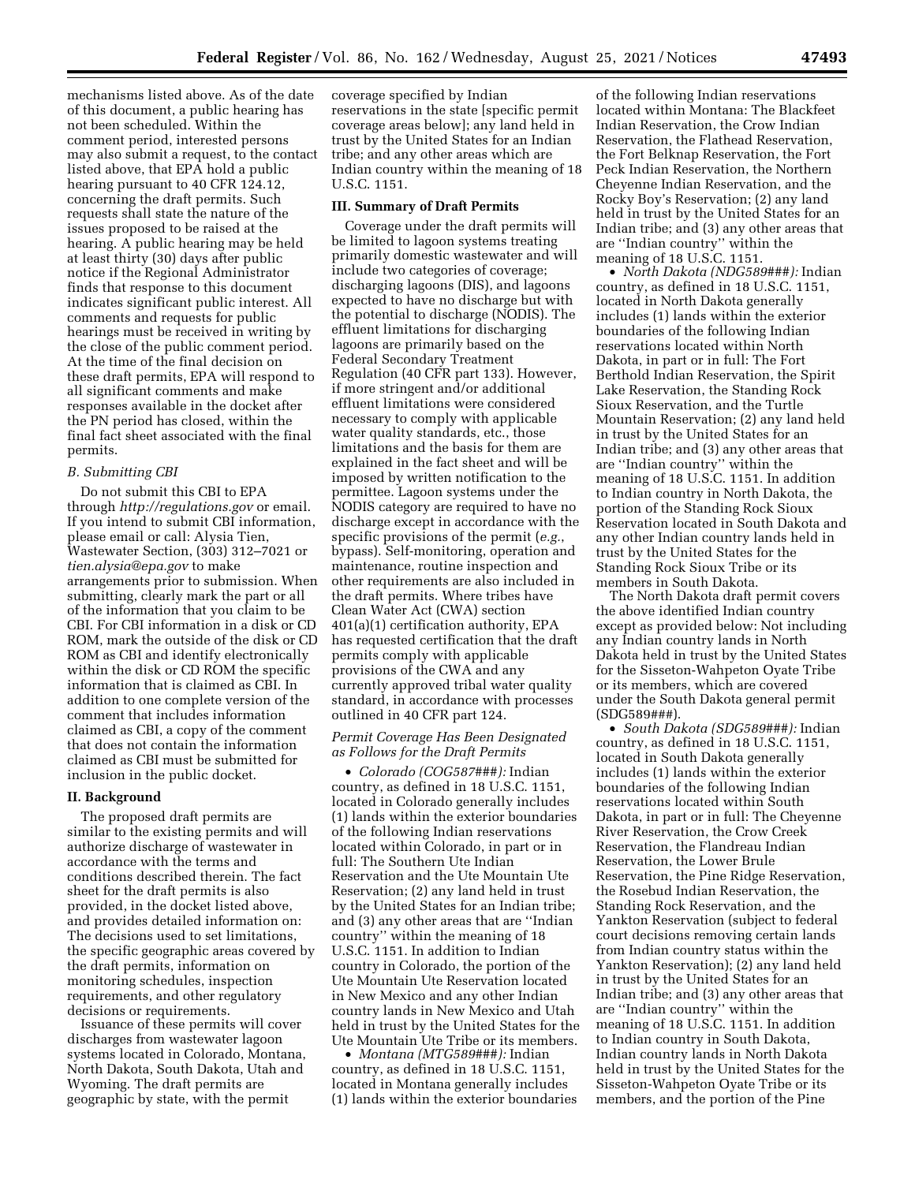mechanisms listed above. As of the date of this document, a public hearing has not been scheduled. Within the comment period, interested persons may also submit a request, to the contact listed above, that EPA hold a public hearing pursuant to 40 CFR 124.12, concerning the draft permits. Such requests shall state the nature of the issues proposed to be raised at the hearing. A public hearing may be held at least thirty (30) days after public notice if the Regional Administrator finds that response to this document indicates significant public interest. All comments and requests for public hearings must be received in writing by the close of the public comment period. At the time of the final decision on these draft permits, EPA will respond to all significant comments and make responses available in the docket after the PN period has closed, within the final fact sheet associated with the final permits.

### *B. Submitting CBI*

Do not submit this CBI to EPA through *http://regulations.gov* or email. If you intend to submit CBI information, please email or call: Alysia Tien, Wastewater Section, (303) 312–7021 or *tien.alysia@epa.gov* to make arrangements prior to submission. When submitting, clearly mark the part or all of the information that you claim to be CBI. For CBI information in a disk or CD ROM, mark the outside of the disk or CD ROM as CBI and identify electronically within the disk or CD ROM the specific information that is claimed as CBI. In addition to one complete version of the comment that includes information claimed as CBI, a copy of the comment that does not contain the information claimed as CBI must be submitted for inclusion in the public docket.

## II. Background

The proposed draft permits are similar to the existing permits and will authorize discharge of wastewater in accordance with the terms and conditions described therein. The fact sheet for the draft permits is also provided, in the docket listed above, and provides detailed information on: The decisions used to set limitations, the specific geographic areas covered by the draft permits, information on monitoring schedules, inspection requirements, and other regulatory decisions or requirements.

Issuance of these permits will cover discharges from wastewater lagoon systems located in Colorado, Montana, North Dakota, South Dakota, Utah and Wyoming. The draft permits are geographic by state, with the permit coverage specified by Indian reservations in the state [specific permit coverage areas below]; any land held in trust by the United States for an Indian tribe; and any other areas which are Indian country within the meaning of 18 U.S.C. 1151.

## III. Summary of Draft Permits

Coverage under the draft permits will be limited to lagoon systems treating primarily domestic wastewater and will include two categories of coverage; discharging lagoons (DIS), and lagoons expected to have no discharge but with the potential to discharge (NODIS). The effluent limitations for discharging lagoons are primarily based on the Federal Secondary Treatment Regulation (40 CFR part 133). However, if more stringent and/or additional effluent limitations were considered necessary to comply with applicable water quality standards, etc., those limitations and the basis for them are explained in the fact sheet and will be imposed by written notification to the permittee. Lagoon systems under the NODIS category are required to have no discharge except in accordance with the specific provisions of the permit (*e.g.,* bypass). Self-monitoring, operation and maintenance, routine inspection and other requirements are also included in the draft permits. Where tribes have Clean Water Act (CWA) section 401(a)(1) certification authority, EPA has requested certification that the draft permits comply with applicable provisions of the CWA and any currently approved tribal water quality standard, in accordance with processes outlined in 40 CFR part 124.

### *Permit Coverage Has Been Designated as Follows for the Draft Permits*

- *Colorado (COG587###):* Indian country, as defined in 18 U.S.C. 1151, located in Colorado generally includes (1) lands within the exterior boundaries of the following Indian reservations located within Colorado, in part or in full: The Southern Ute Indian Reservation and the Ute Mountain Ute Reservation; (2) any land held in trust by the United States for an Indian tribe; and (3) any other areas that are ''Indian country'' within the meaning of 18 U.S.C. 1151. In addition to Indian country in Colorado, the portion of the Ute Mountain Ute Reservation located in New Mexico and any other Indian country lands in New Mexico and Utah held in trust by the United States for the Ute Mountain Ute Tribe or its members.
- *Montana (MTG589###):* Indian country, as defined in 18 U.S.C. 1151, located in Montana generally includes (1) lands within the exterior boundaries of the following Indian reservations located within Montana: The Blackfeet Indian Reservation, the Crow Indian Reservation, the Flathead Reservation, the Fort Belknap Reservation, the Fort Peck Indian Reservation, the Northern Cheyenne Indian Reservation, and the Rocky Boy's Reservation; (2) any land held in trust by the United States for an Indian tribe; and (3) any other areas that are ''Indian country'' within the meaning of 18 U.S.C. 1151.
- *North Dakota (NDG589###):* Indian country, as defined in 18 U.S.C. 1151, located in North Dakota generally includes (1) lands within the exterior boundaries of the following Indian reservations located within North Dakota, in part or in full: The Fort Berthold Indian Reservation, the Spirit Lake Reservation, the Standing Rock Sioux Reservation, and the Turtle Mountain Reservation; (2) any land held in trust by the United States for an Indian tribe; and (3) any other areas that are ''Indian country'' within the meaning of 18 U.S.C. 1151. In addition to Indian country in North Dakota, the portion of the Standing Rock Sioux Reservation located in South Dakota and any other Indian country lands held in trust by the United States for the Standing Rock Sioux Tribe or its members in South Dakota.

The North Dakota draft permit covers the above identified Indian country except as provided below: Not including any Indian country lands in North Dakota held in trust by the United States for the Sisseton-Wahpeton Oyate Tribe or its members, which are covered under the South Dakota general permit (SDG589###).

- *South Dakota (SDG589###):* Indian country, as defined in 18 U.S.C. 1151, located in South Dakota generally includes (1) lands within the exterior boundaries of the following Indian reservations located within South Dakota, in part or in full: The Cheyenne River Reservation, the Crow Creek Reservation, the Flandreau Indian Reservation, the Lower Brule Reservation, the Pine Ridge Reservation, the Rosebud Indian Reservation, the Standing Rock Reservation, and the Yankton Reservation (subject to federal court decisions removing certain lands from Indian country status within the Yankton Reservation); (2) any land held in trust by the United States for an Indian tribe; and (3) any other areas that are ''Indian country'' within the meaning of 18 U.S.C. 1151. In addition to Indian country in South Dakota, Indian country lands in North Dakota held in trust by the United States for the Sisseton-Wahpeton Oyate Tribe or its members, and the portion of the Pine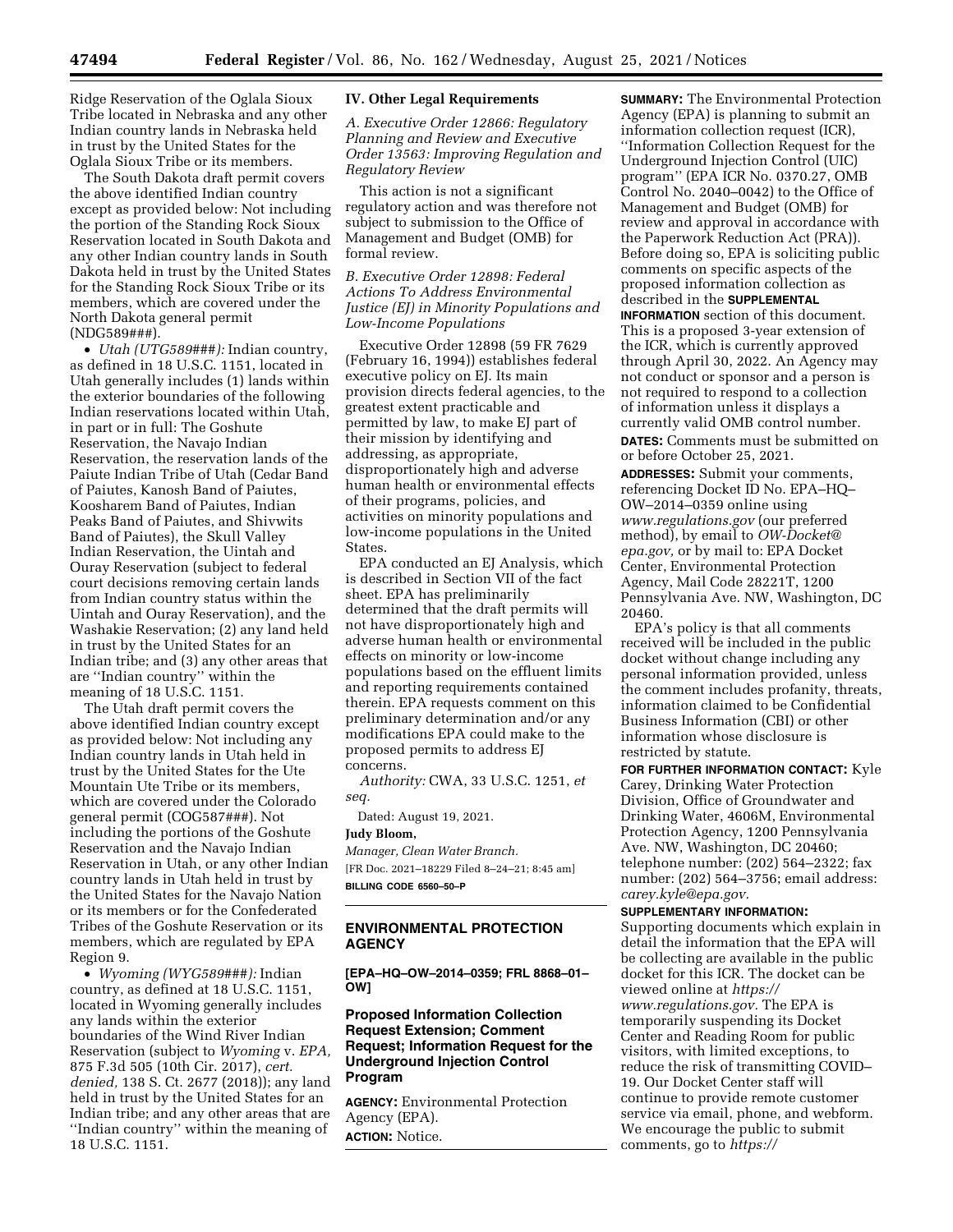Ridge Reservation of the Oglala Sioux Tribe located in Nebraska and any other Indian country lands in Nebraska held in trust by the United States for the Oglala Sioux Tribe or its members.

The South Dakota draft permit covers the above identified Indian country except as provided below: Not including the portion of the Standing Rock Sioux Reservation located in South Dakota and any other Indian country lands in South Dakota held in trust by the United States for the Standing Rock Sioux Tribe or its members, which are covered under the North Dakota general permit (NDG589###).

- *Utah (UTG589###):* Indian country, as defined in 18 U.S.C. 1151, located in Utah generally includes (1) lands within the exterior boundaries of the following Indian reservations located within Utah, in part or in full: The Goshute Reservation, the Navajo Indian Reservation, the reservation lands of the Paiute Indian Tribe of Utah (Cedar Band of Paiutes, Kanosh Band of Paiutes, Koosharem Band of Paiutes, Indian Peaks Band of Paiutes, and Shivwits Band of Paiutes), the Skull Valley Indian Reservation, the Uintah and Ouray Reservation (subject to federal court decisions removing certain lands from Indian country status within the Uintah and Ouray Reservation), and the Washakie Reservation; (2) any land held in trust by the United States for an Indian tribe; and (3) any other areas that are ''Indian country'' within the meaning of 18 U.S.C. 1151.

The Utah draft permit covers the above identified Indian country except as provided below: Not including any Indian country lands in Utah held in trust by the United States for the Ute Mountain Ute Tribe or its members, which are covered under the Colorado general permit (COG587###). Not including the portions of the Goshute Reservation and the Navajo Indian Reservation in Utah, or any other Indian country lands in Utah held in trust by the United States for the Navajo Nation or its members or for the Confederated Tribes of the Goshute Reservation or its members, which are regulated by EPA Region 9.

- *Wyoming (WYG589###):* Indian country, as defined at 18 U.S.C. 1151, located in Wyoming generally includes any lands within the exterior boundaries of the Wind River Indian Reservation (subject to *Wyoming* v. *EPA,* 875 F.3d 505 (10th Cir. 2017), *cert. denied,* 138 S. Ct. 2677 (2018)); any land held in trust by the United States for an Indian tribe; and any other areas that are ''Indian country'' within the meaning of 18 U.S.C. 1151.

## IV. Other Legal Requirements

*A. Executive Order 12866: Regulatory Planning and Review and Executive Order 13563: Improving Regulation and Regulatory Review*

This action is not a significant regulatory action and was therefore not subject to submission to the Office of Management and Budget (OMB) for formal review.

*B. Executive Order 12898: Federal Actions To Address Environmental Justice (EJ) in Minority Populations and Low-Income Populations*

Executive Order 12898 (59 FR 7629 (February 16, 1994)) establishes federal executive policy on EJ. Its main provision directs federal agencies, to the greatest extent practicable and permitted by law, to make EJ part of their mission by identifying and addressing, as appropriate, disproportionately high and adverse human health or environmental effects of their programs, policies, and activities on minority populations and low-income populations in the United States.

EPA conducted an EJ Analysis, which is described in Section VII of the fact sheet. EPA has preliminarily determined that the draft permits will not have disproportionately high and adverse human health or environmental effects on minority or low-income populations based on the effluent limits and reporting requirements contained therein. EPA requests comment on this preliminary determination and/or any modifications EPA could make to the proposed permits to address EJ concerns.

*Authority:* CWA, 33 U.S.C. 1251, *et seq.*

Dated: August 19, 2021.

**Judy Bloom,**

*Manager, Clean Water Branch.*

[FR Doc. 2021–18229 Filed 8–24–21; 8:45 am]

**BILLING CODE 6560–50–P**

---

## ENVIRONMENTAL PROTECTION AGENCY

**[EPA–HQ–OW–2014–0359; FRL 8868–01–OW]**

## Proposed Information Collection Request Extension; Comment Request; Information Request for the Underground Injection Control Program

**AGENCY:** Environmental Protection Agency (EPA).

**ACTION:** Notice.

**SUMMARY:** The Environmental Protection Agency (EPA) is planning to submit an information collection request (ICR), ''Information Collection Request for the Underground Injection Control (UIC) program'' (EPA ICR No. 0370.27, OMB Control No. 2040–0042) to the Office of Management and Budget (OMB) for review and approval in accordance with the Paperwork Reduction Act (PRA)). Before doing so, EPA is soliciting public comments on specific aspects of the proposed information collection as described in the **SUPPLEMENTAL INFORMATION** section of this document. This is a proposed 3-year extension of the ICR, which is currently approved through April 30, 2022. An Agency may not conduct or sponsor and a person is not required to respond to a collection of information unless it displays a currently valid OMB control number.

**DATES:** Comments must be submitted on or before October 25, 2021.

**ADDRESSES:** Submit your comments, referencing Docket ID No. EPA–HQ–OW–2014–0359 online using *www.regulations.gov* (our preferred method), by email to *OW-Docket@epa.gov,* or by mail to: EPA Docket Center, Environmental Protection Agency, Mail Code 28221T, 1200 Pennsylvania Ave. NW, Washington, DC 20460.

EPA's policy is that all comments received will be included in the public docket without change including any personal information provided, unless the comment includes profanity, threats, information claimed to be Confidential Business Information (CBI) or other information whose disclosure is restricted by statute.

**FOR FURTHER INFORMATION CONTACT:** Kyle Carey, Drinking Water Protection Division, Office of Groundwater and Drinking Water, 4606M, Environmental Protection Agency, 1200 Pennsylvania Ave. NW, Washington, DC 20460; telephone number: (202) 564–2322; fax number: (202) 564–3756; email address: *carey.kyle@epa.gov.*

**SUPPLEMENTARY INFORMATION:**

Supporting documents which explain in detail the information that the EPA will be collecting are available in the public docket for this ICR. The docket can be viewed online at *https://www.regulations.gov.* The EPA is temporarily suspending its Docket Center and Reading Room for public visitors, with limited exceptions, to reduce the risk of transmitting COVID–19. Our Docket Center staff will continue to provide remote customer service via email, phone, and webform. We encourage the public to submit comments, go to *https://*